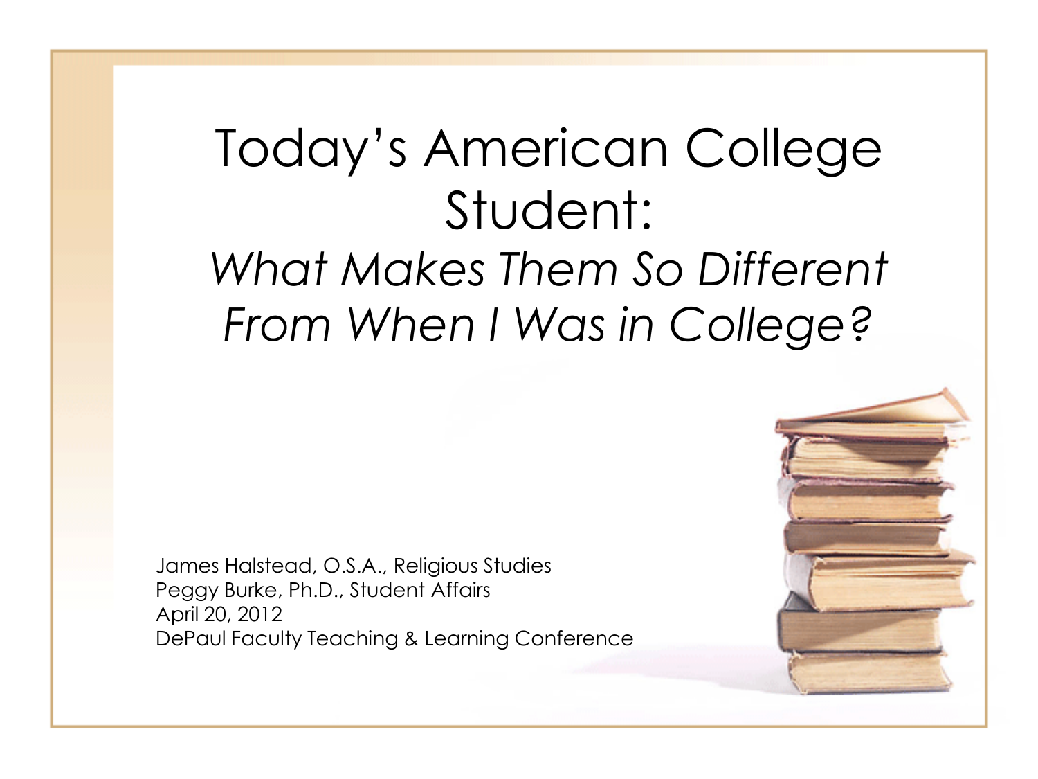# Today's American College Student:

## *What Makes Them So Different From When I Was in College?*

James Halstead, O.S.A., Religious Studies
Peggy Burke, Ph.D., Student Affairs
April 20, 2012
DePaul Faculty Teaching & Learning Conference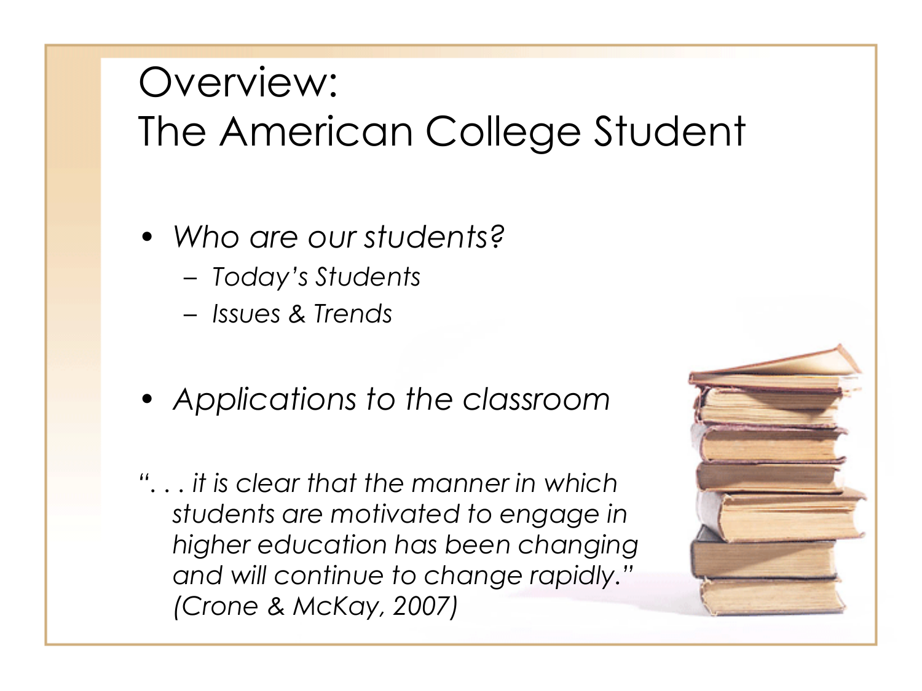# Overview: The American College Student

- *Who are our students?*
  - *Today's Students*
  - *Issues & Trends*

- *Applications to the classroom*

*". . . it is clear that the manner in which students are motivated to engage in higher education has been changing and will continue to change rapidly." (Crone & McKay, 2007)*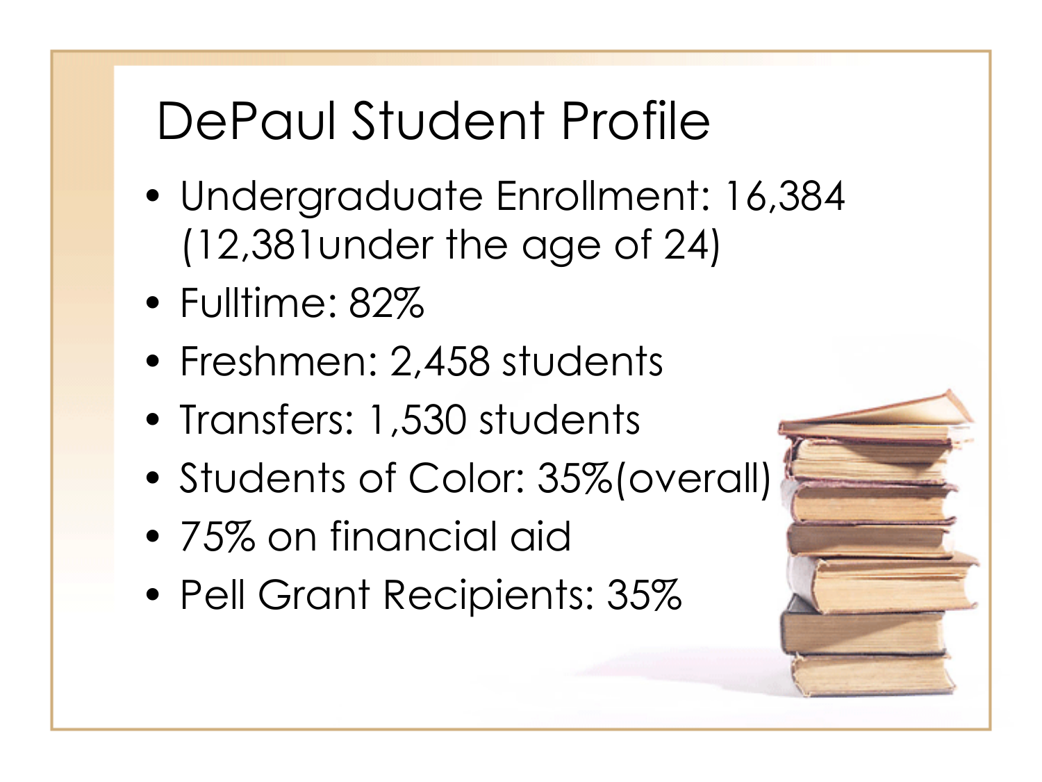# DePaul Student Profile

- Undergraduate Enrollment: 16,384 (12,381under the age of 24)
- Fulltime: 82%
- Freshmen: 2,458 students
- Transfers: 1,530 students
- Students of Color: 35%(overall)
- 75% on financial aid
- Pell Grant Recipients: 35%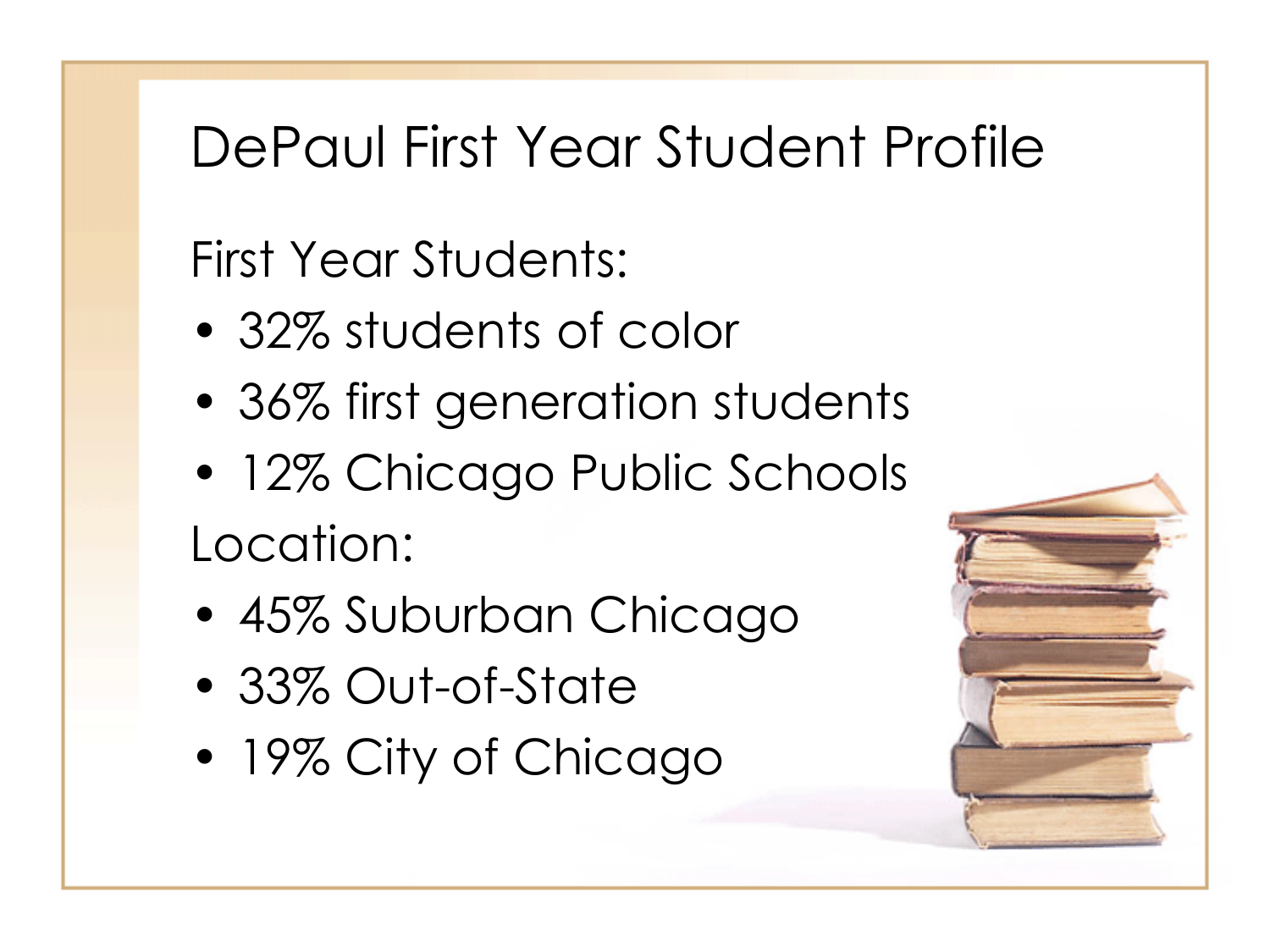# DePaul First Year Student Profile

First Year Students:

- 32% students of color
- 36% first generation students
- 12% Chicago Public Schools

Location:

- 45% Suburban Chicago
- 33% Out-of-State
- 19% City of Chicago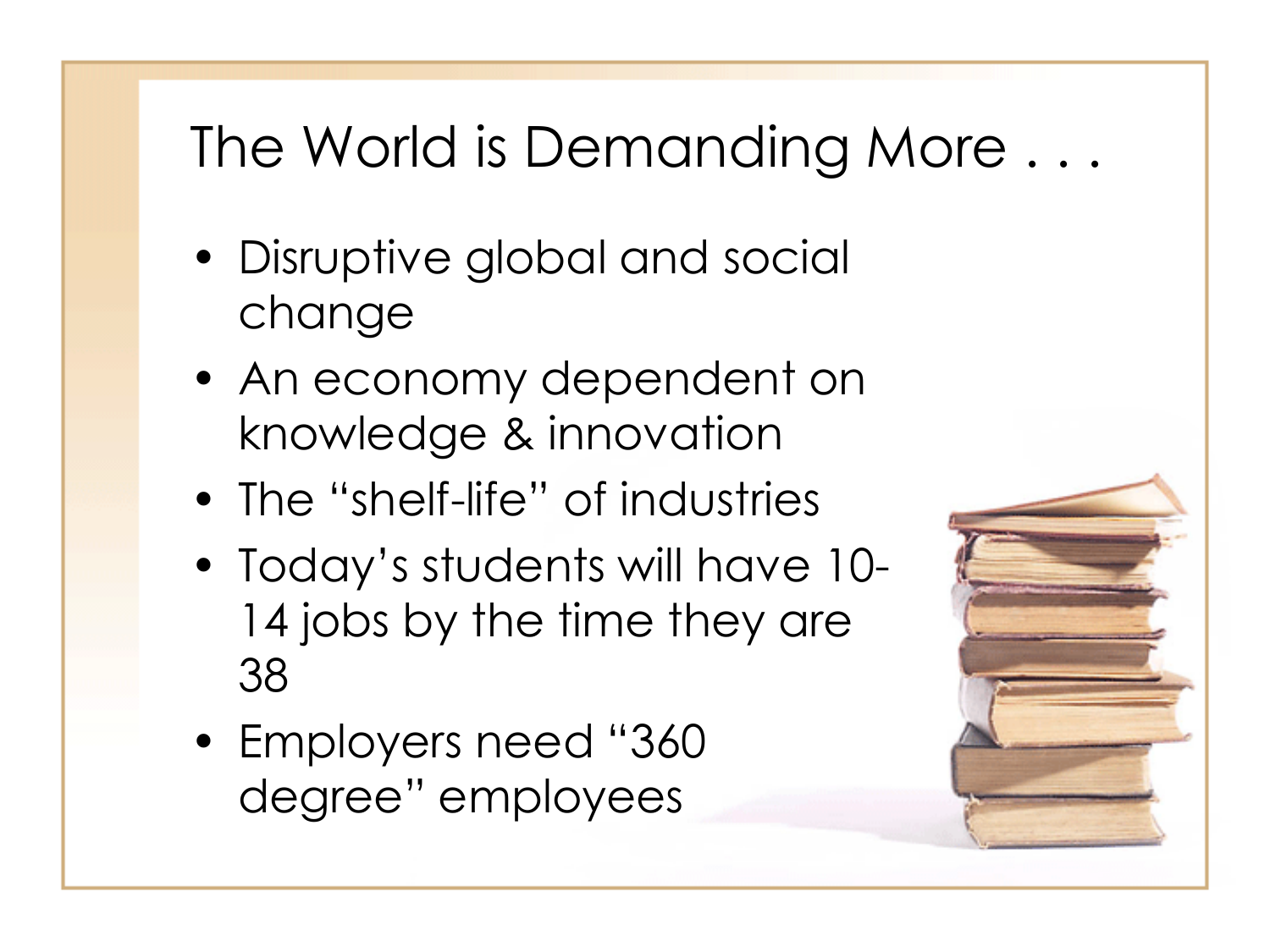# The World is Demanding More . . .

- Disruptive global and social change
- An economy dependent on knowledge & innovation
- The "shelf-life" of industries
- Today's students will have 10-14 jobs by the time they are 38
- Employers need "360 degree" employees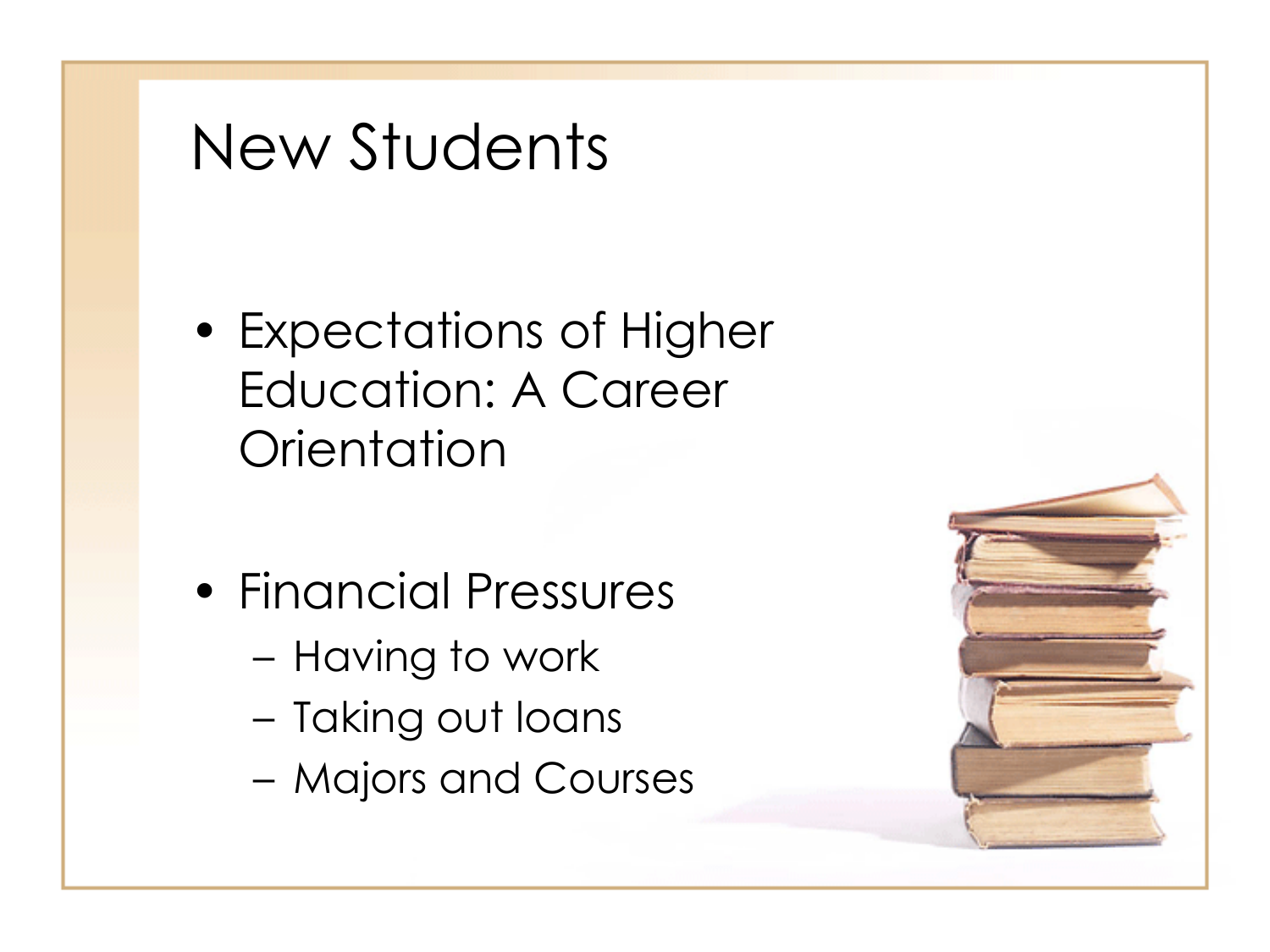# New Students

- Expectations of Higher Education: A Career Orientation
- Financial Pressures
  - Having to work
  - Taking out loans
  - Majors and Courses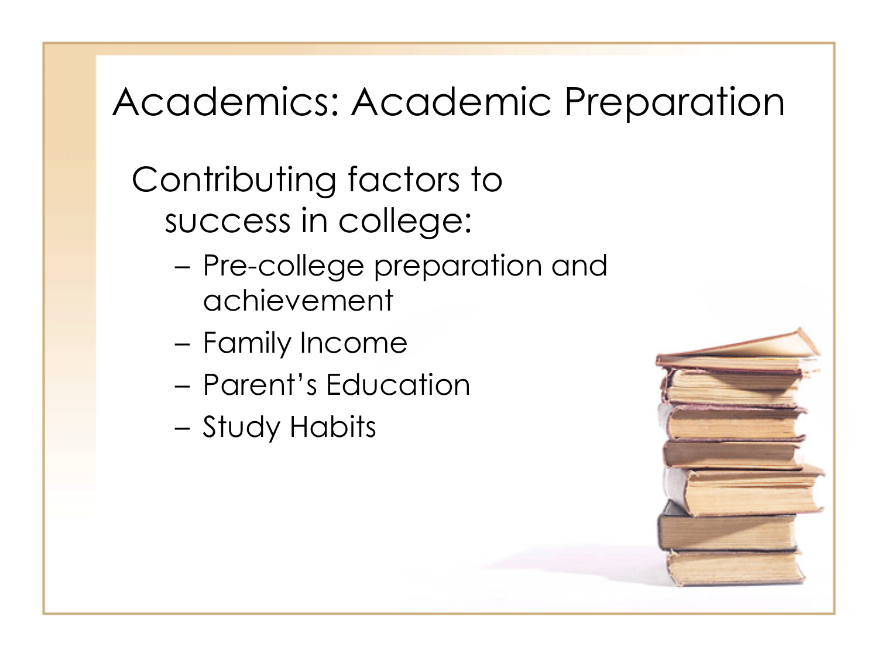# Academics: Academic Preparation

Contributing factors to success in college:

- Pre-college preparation and achievement
- Family Income
- Parent's Education
- Study Habits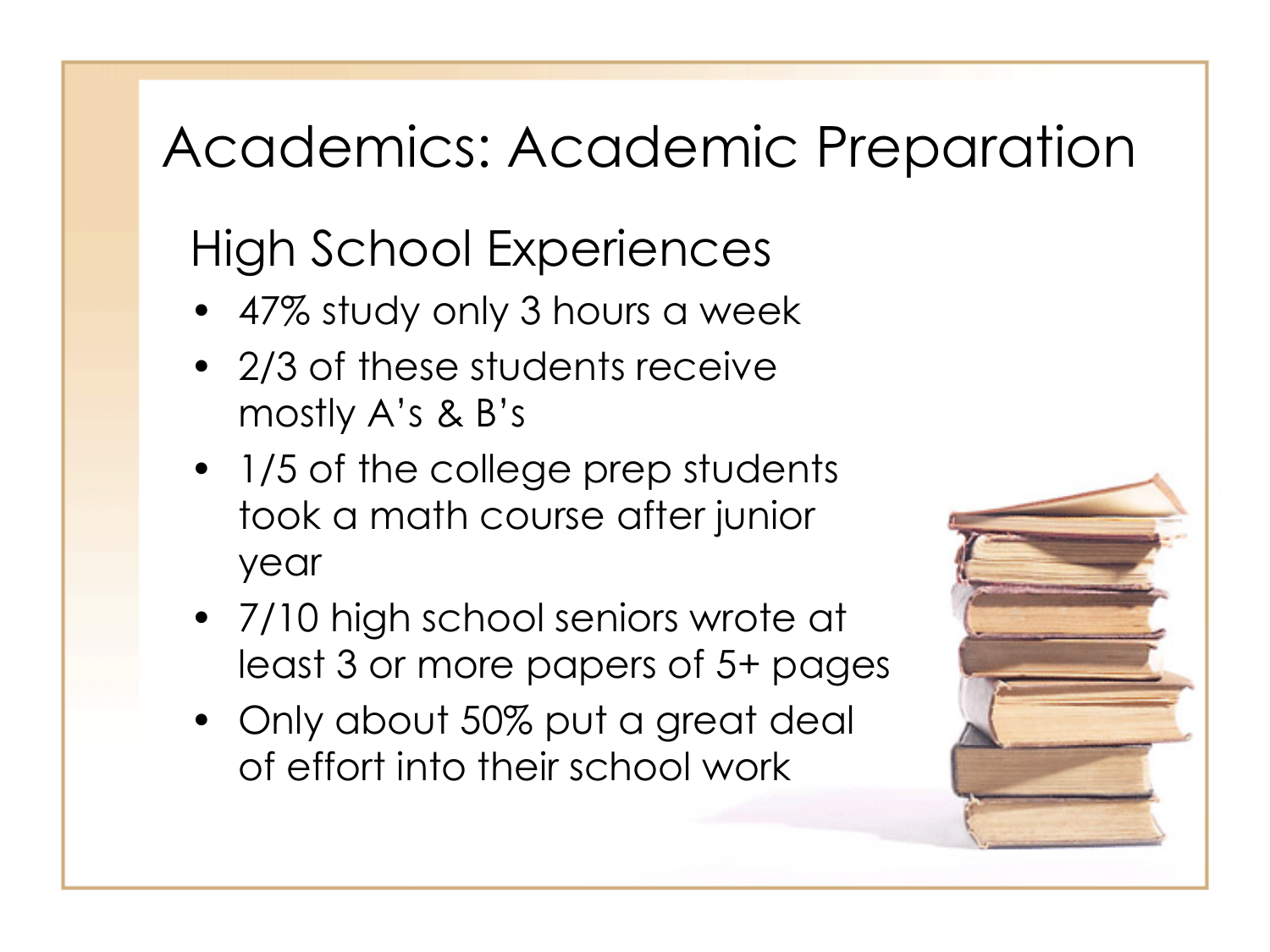# Academics: Academic Preparation

## High School Experiences

- 47% study only 3 hours a week
- 2/3 of these students receive mostly A's & B's
- 1/5 of the college prep students took a math course after junior year
- 7/10 high school seniors wrote at least 3 or more papers of 5+ pages
- Only about 50% put a great deal of effort into their school work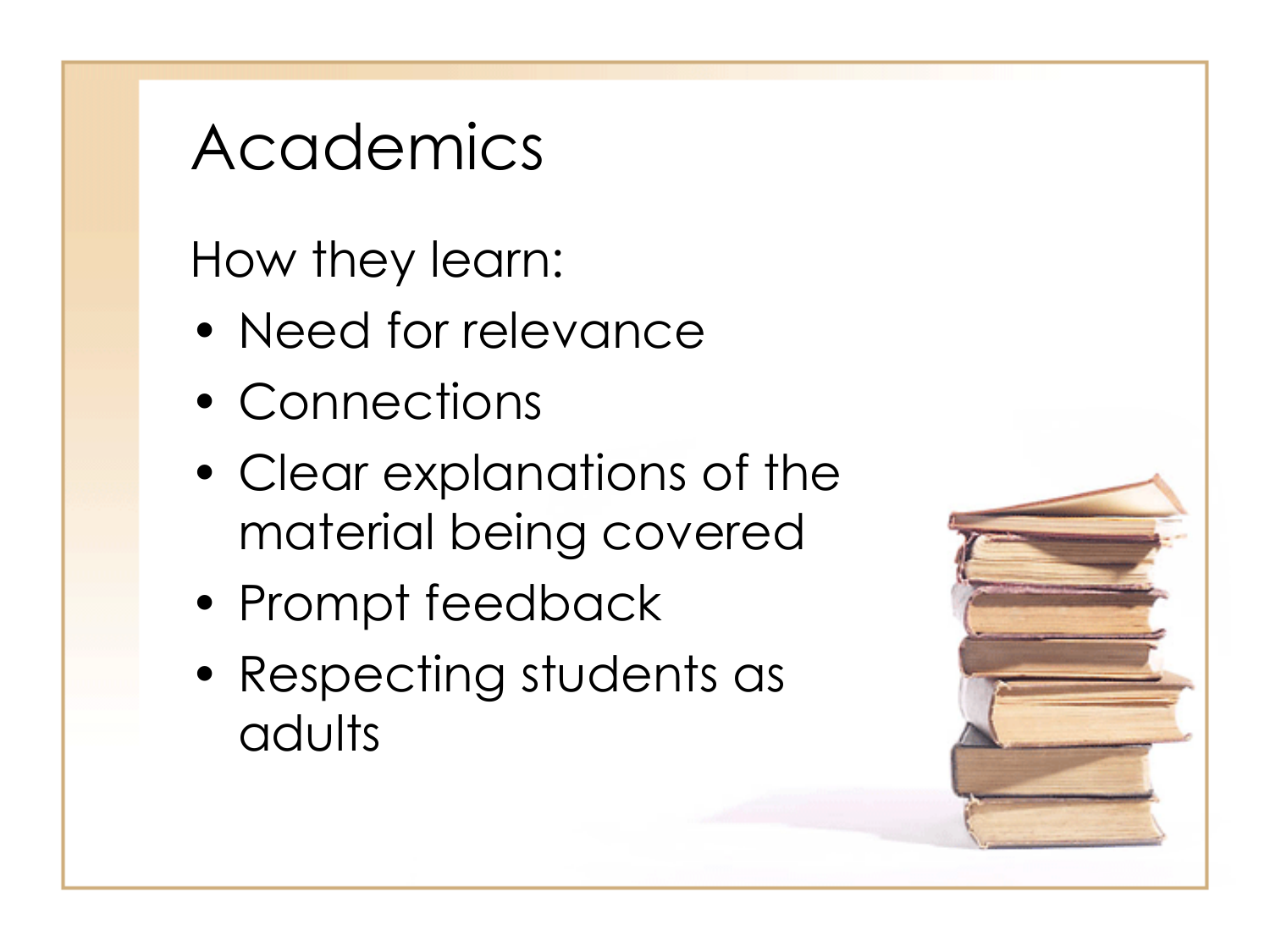# Academics

How they learn:

- Need for relevance
- Connections
- Clear explanations of the material being covered
- Prompt feedback
- Respecting students as adults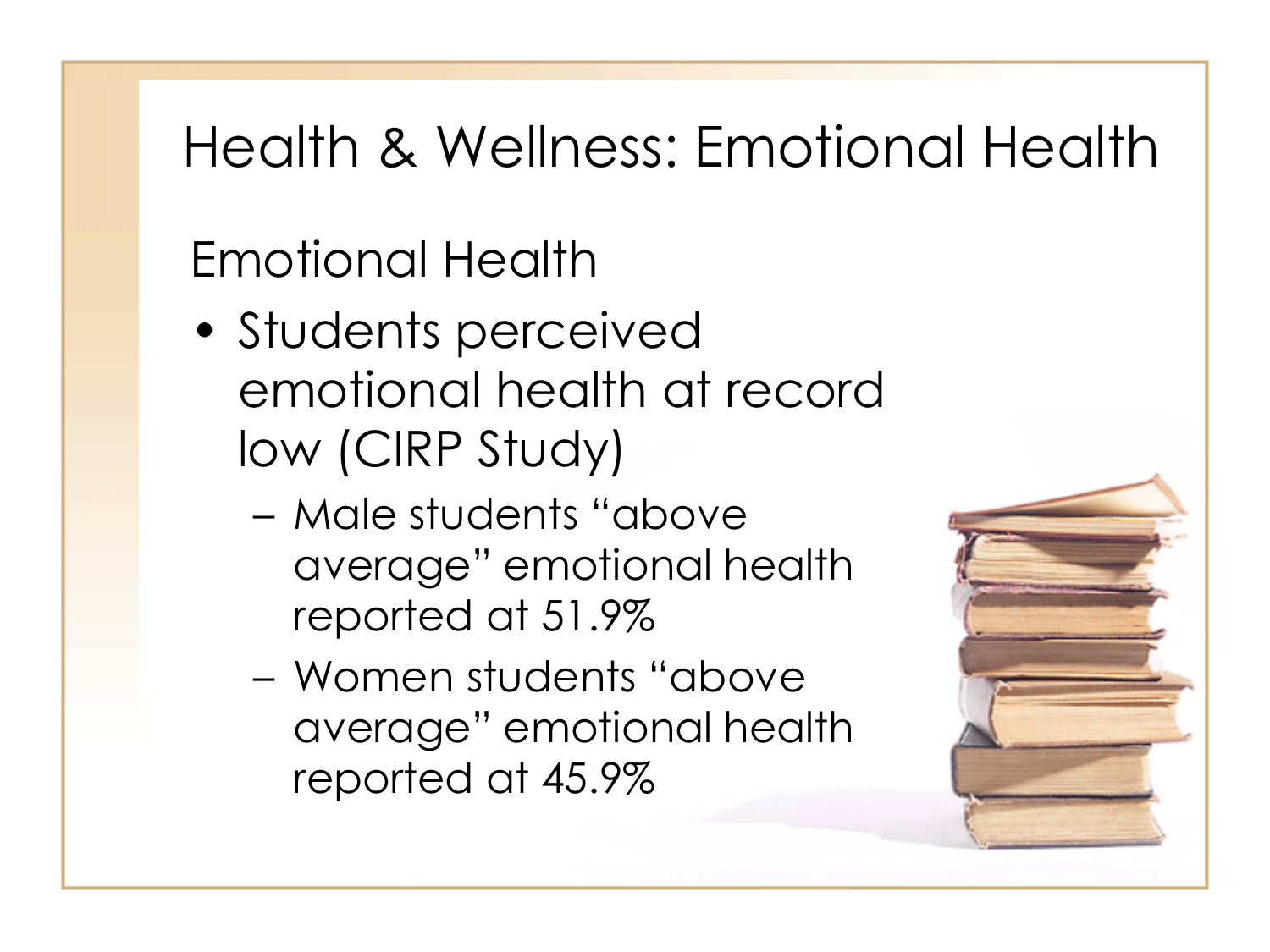# Health & Wellness: Emotional Health

## Emotional Health

- Students perceived emotional health at record low (CIRP Study)
  - Male students "above average" emotional health reported at 51.9%
  - Women students "above average" emotional health reported at 45.9%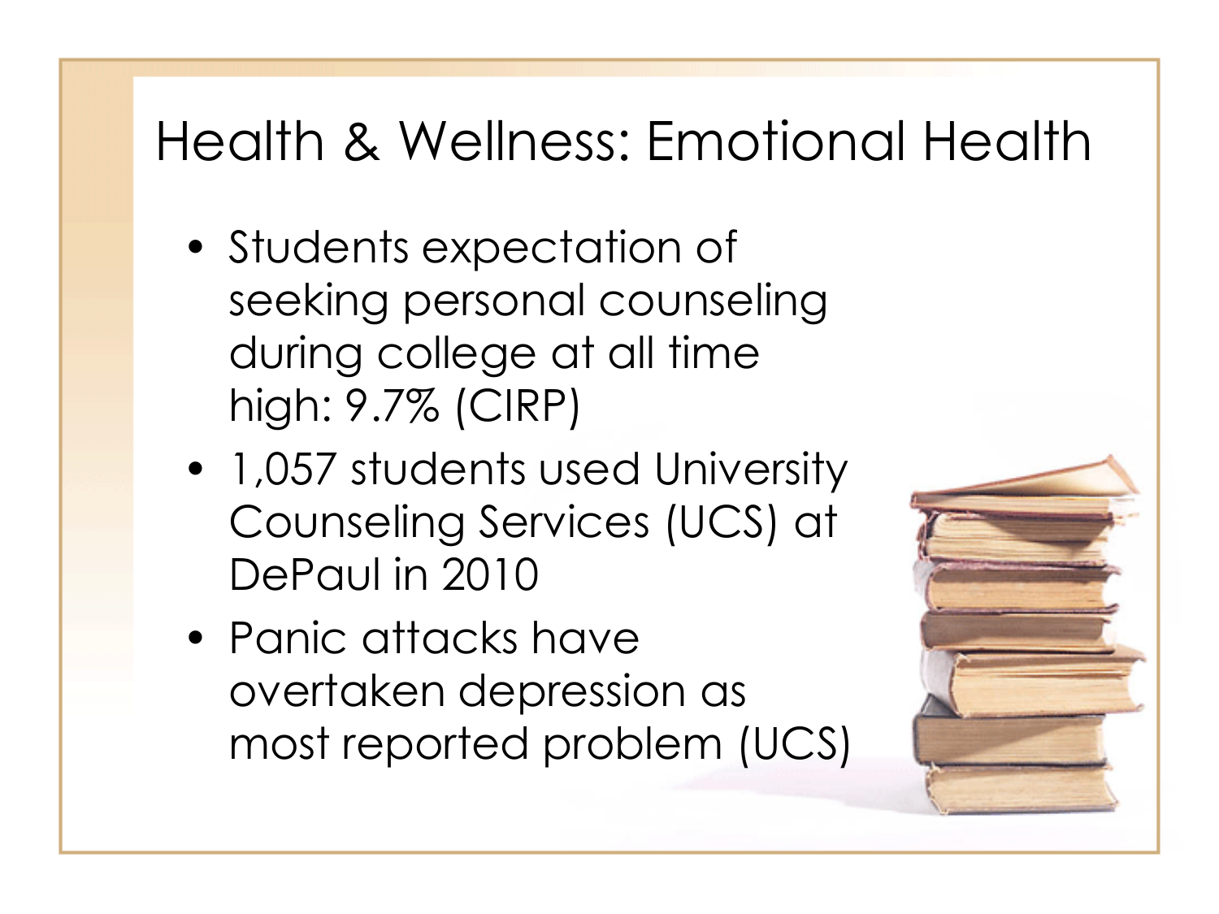# Health & Wellness: Emotional Health

- Students expectation of seeking personal counseling during college at all time high: 9.7% (CIRP)
- 1,057 students used University Counseling Services (UCS) at DePaul in 2010
- Panic attacks have overtaken depression as most reported problem (UCS)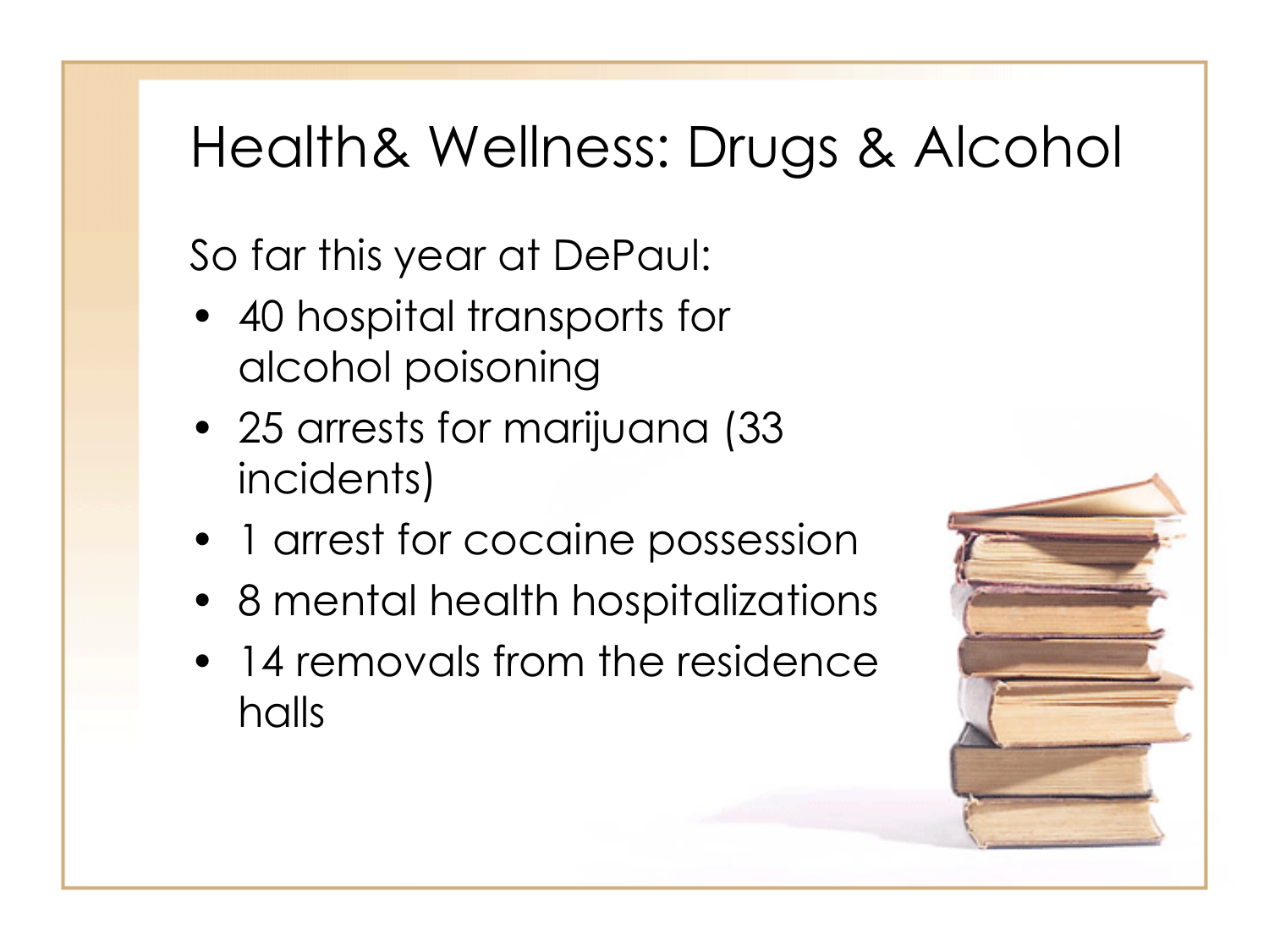# Health& Wellness: Drugs & Alcohol

So far this year at DePaul:

- 40 hospital transports for alcohol poisoning
- 25 arrests for marijuana (33 incidents)
- 1 arrest for cocaine possession
- 8 mental health hospitalizations
- 14 removals from the residence halls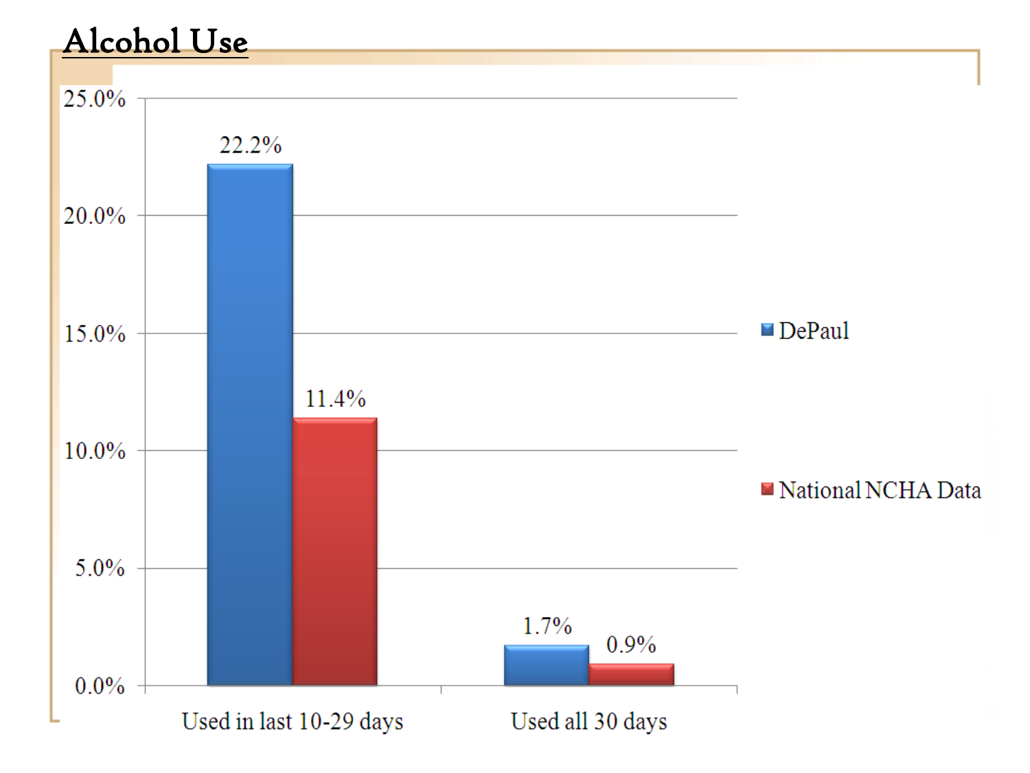# Alcohol Use

| | DePaul | National NCHA Data |
|---|---|---|
| Used in last 10-29 days | 22.2% | 11.4% |
| Used all 30 days | 1.7% | 0.9% |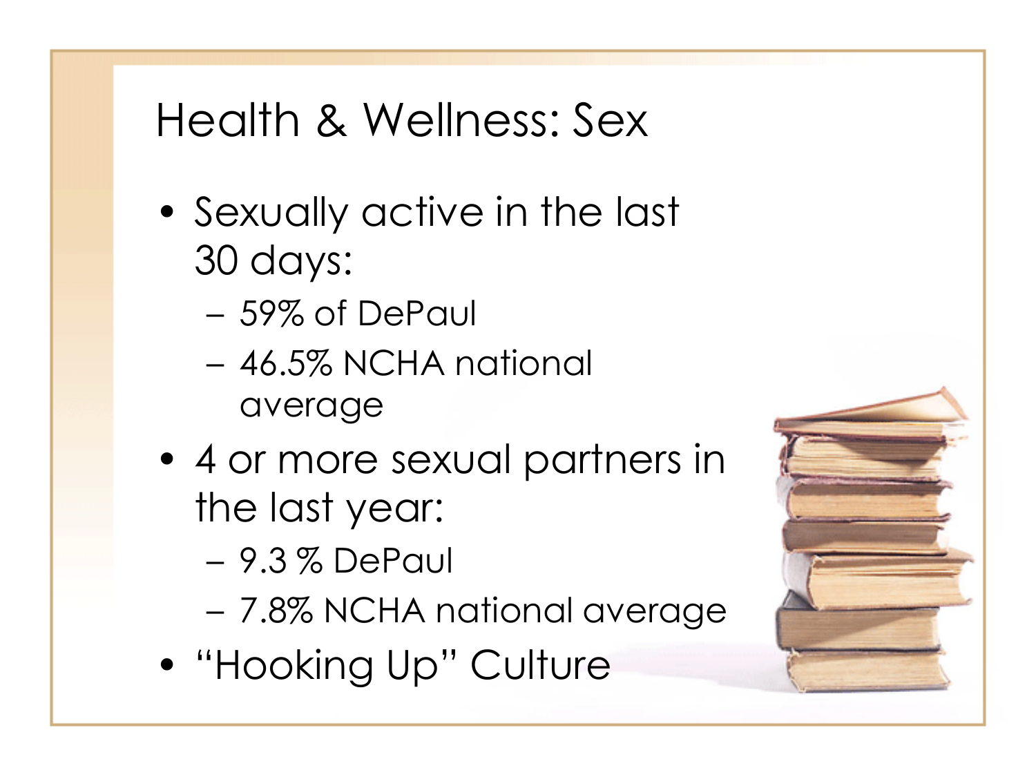# Health & Wellness: Sex

- Sexually active in the last 30 days:
  - 59% of DePaul
  - 46.5% NCHA national average
- 4 or more sexual partners in the last year:
  - 9.3 % DePaul
  - 7.8% NCHA national average
- "Hooking Up" Culture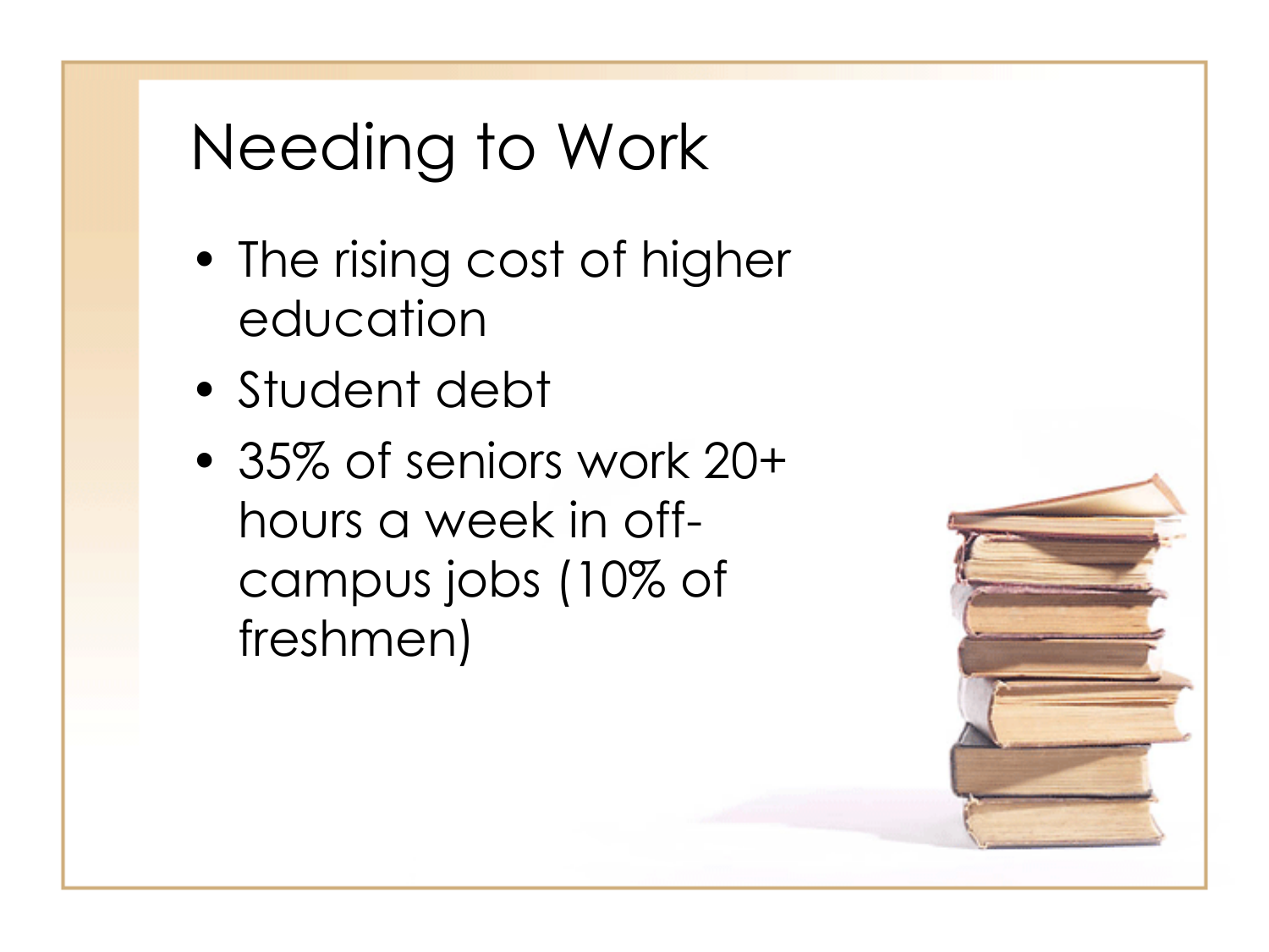# Needing to Work

- The rising cost of higher education
- Student debt
- 35% of seniors work 20+ hours a week in off-campus jobs (10% of freshmen)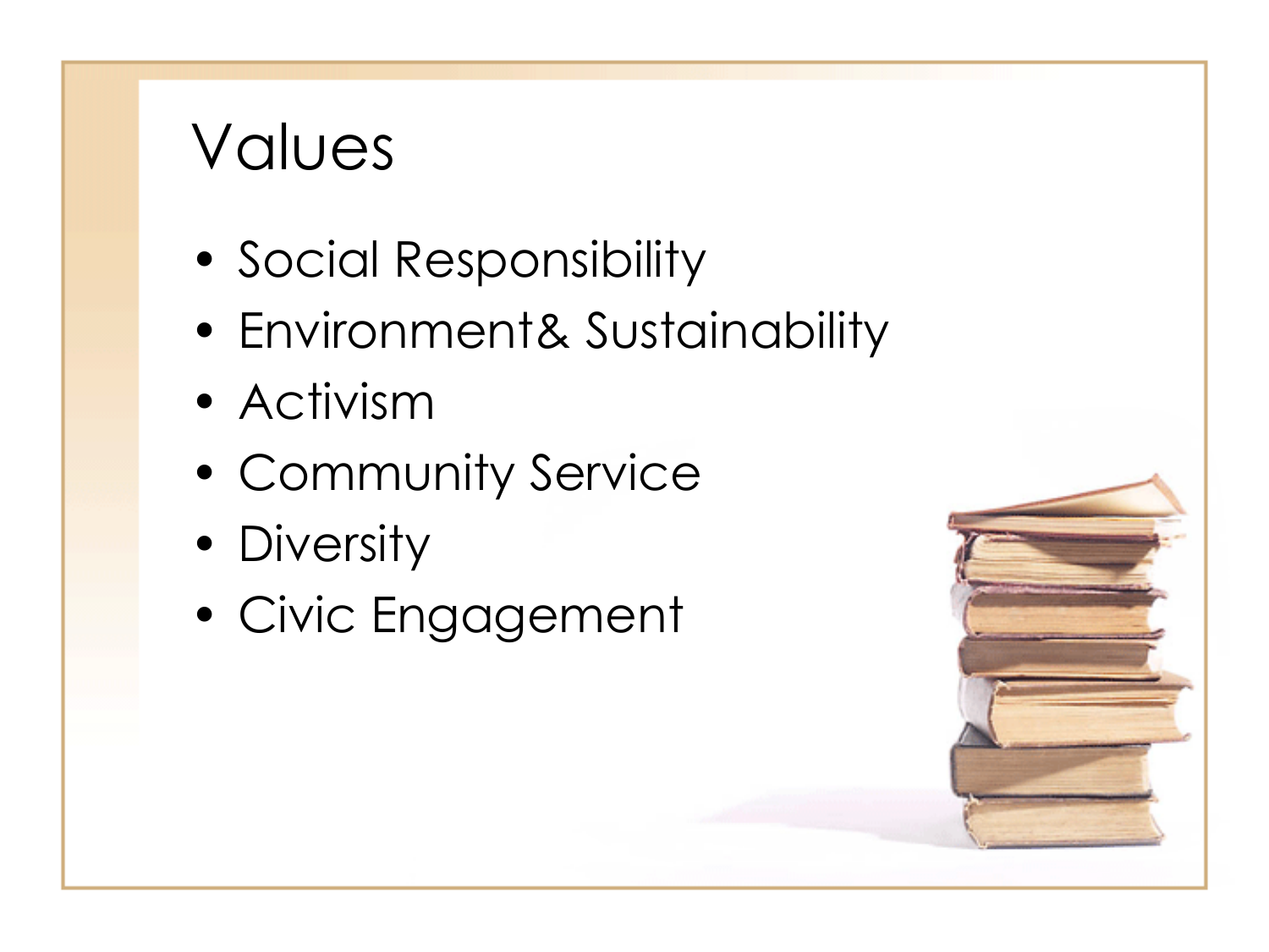# Values

- Social Responsibility
- Environment& Sustainability
- Activism
- Community Service
- Diversity
- Civic Engagement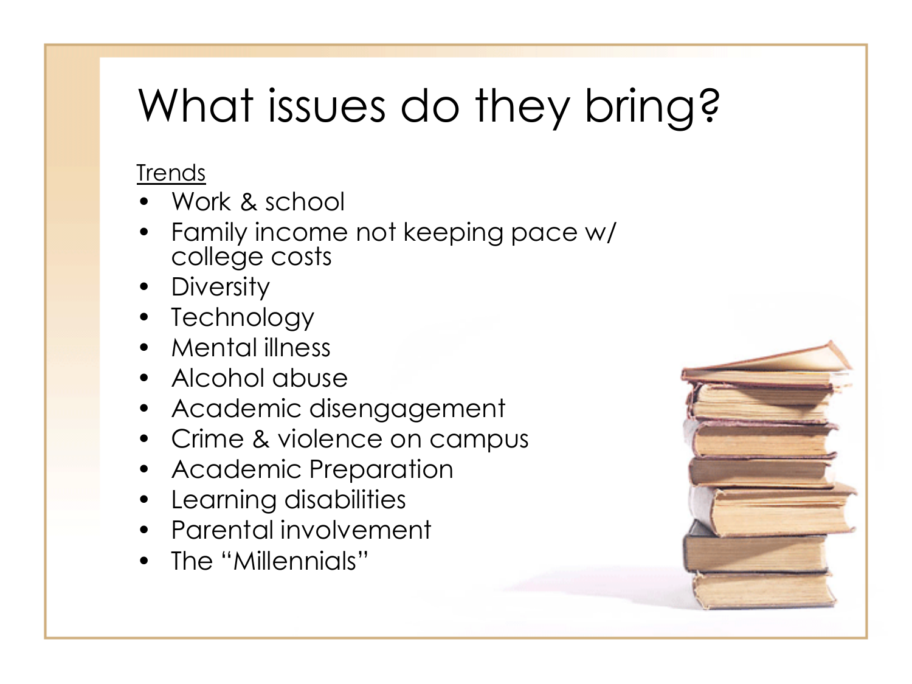# What issues do they bring?

Trends

- Work & school
- Family income not keeping pace w/ college costs
- Diversity
- Technology
- Mental illness
- Alcohol abuse
- Academic disengagement
- Crime & violence on campus
- Academic Preparation
- Learning disabilities
- Parental involvement
- The "Millennials"